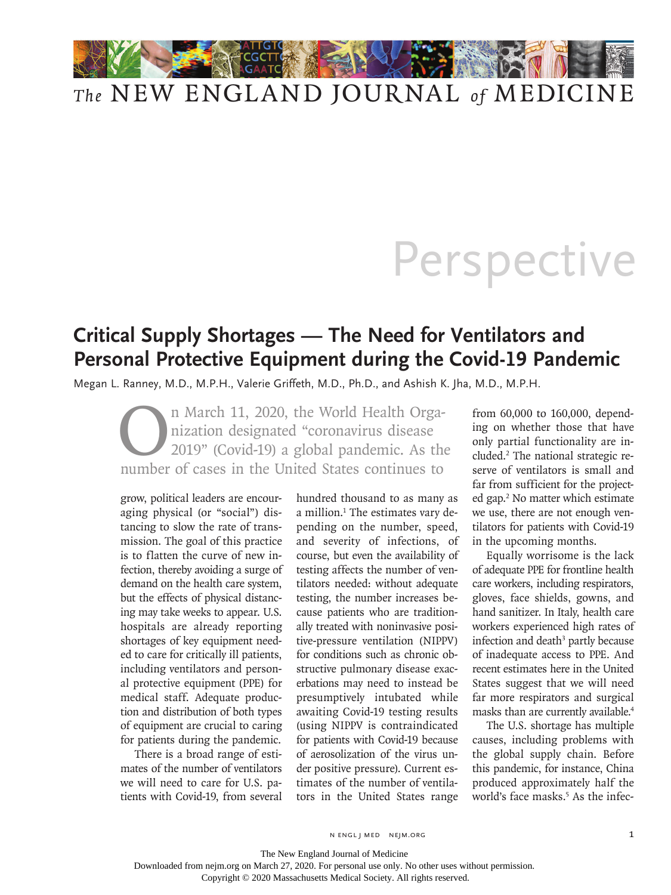# Perspective

## Critical Supply Shortages — The Need for Ventilators and Personal Protective Equipment during the Covid-19 Pandemic

Megan L. Ranney, M.D., M.P.H., Valerie Griffeth, M.D., Ph.D., and Ashish K. Jha, M.D., M.P.H.

On March 11, 2020, the World Health Organization designated "coronavirus disease 2019" (Covid-19) a global pandemic. As the number of cases in the United States continues to grow, political leaders are encouraging physical (or "social") distancing to slow the rate of transmission. The goal of this practice is to flatten the curve of new infection, thereby avoiding a surge of demand on the health care system, but the effects of physical distancing may take weeks to appear. U.S. hospitals are already reporting shortages of key equipment needed to care for critically ill patients, including ventilators and personal protective equipment (PPE) for medical staff. Adequate production and distribution of both types of equipment are crucial to caring for patients during the pandemic.

There is a broad range of estimates of the number of ventilators we will need to care for U.S. patients with Covid-19, from several hundred thousand to as many as a million.[1] The estimates vary depending on the number, speed, and severity of infections, of course, but even the availability of testing affects the number of ventilators needed: without adequate testing, the number increases because patients who are traditionally treated with noninvasive positive-pressure ventilation (NIPPV) for conditions such as chronic obstructive pulmonary disease exacerbations may need to instead be presumptively intubated while awaiting Covid-19 testing results (using NIPPV is contraindicated for patients with Covid-19 because of aerosolization of the virus under positive pressure). Current estimates of the number of ventilators in the United States range from 60,000 to 160,000, depending on whether those that have only partial functionality are included.[2] The national strategic reserve of ventilators is small and far from sufficient for the projected gap.[2] No matter which estimate we use, there are not enough ventilators for patients with Covid-19 in the upcoming months.

Equally worrisome is the lack of adequate PPE for frontline health care workers, including respirators, gloves, face shields, gowns, and hand sanitizer. In Italy, health care workers experienced high rates of infection and death[3] partly because of inadequate access to PPE. And recent estimates here in the United States suggest that we will need far more respirators and surgical masks than are currently available.[4]

The U.S. shortage has multiple causes, including problems with the global supply chain. Before this pandemic, for instance, China produced approximately half the world's face masks.[5] As the infec-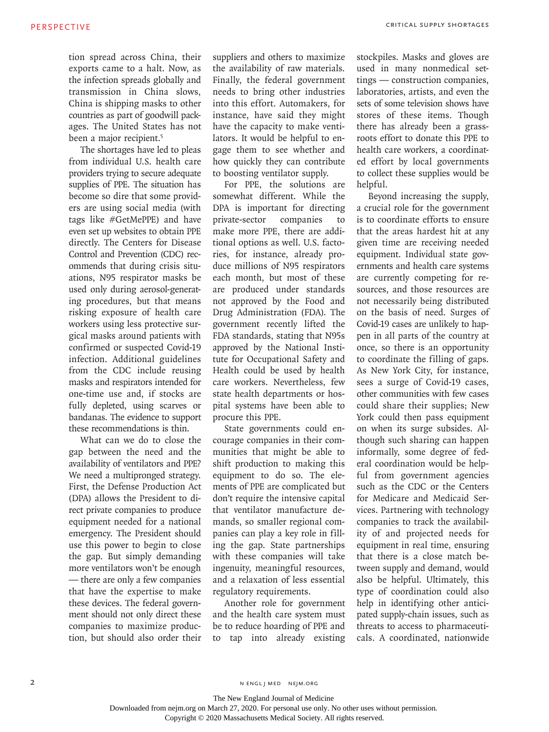tion spread across China, their exports came to a halt. Now, as the infection spreads globally and transmission in China slows, China is shipping masks to other countries as part of goodwill packages. The United States has not been a major recipient.[5]

The shortages have led to pleas from individual U.S. health care providers trying to secure adequate supplies of PPE. The situation has become so dire that some providers are using social media (with tags like #GetMePPE) and have even set up websites to obtain PPE directly. The Centers for Disease Control and Prevention (CDC) recommends that during crisis situations, N95 respirator masks be used only during aerosol-generating procedures, but that means risking exposure of health care workers using less protective surgical masks around patients with confirmed or suspected Covid-19 infection. Additional guidelines from the CDC include reusing masks and respirators intended for one-time use and, if stocks are fully depleted, using scarves or bandanas. The evidence to support these recommendations is thin.

What can we do to close the gap between the need and the availability of ventilators and PPE? We need a multipronged strategy. First, the Defense Production Act (DPA) allows the President to direct private companies to produce equipment needed for a national emergency. The President should use this power to begin to close the gap. But simply demanding more ventilators won't be enough — there are only a few companies that have the expertise to make these devices. The federal government should not only direct these companies to maximize production, but should also order their suppliers and others to maximize the availability of raw materials. Finally, the federal government needs to bring other industries into this effort. Automakers, for instance, have said they might have the capacity to make ventilators. It would be helpful to engage them to see whether and how quickly they can contribute to boosting ventilator supply.

For PPE, the solutions are somewhat different. While the DPA is important for directing private-sector companies to make more PPE, there are additional options as well. U.S. factories, for instance, already produce millions of N95 respirators each month, but most of these are produced under standards not approved by the Food and Drug Administration (FDA). The government recently lifted the FDA standards, stating that N95s approved by the National Institute for Occupational Safety and Health could be used by health care workers. Nevertheless, few state health departments or hospital systems have been able to procure this PPE.

State governments could encourage companies in their communities that might be able to shift production to making this equipment to do so. The elements of PPE are complicated but don't require the intensive capital that ventilator manufacture demands, so smaller regional companies can play a key role in filling the gap. State partnerships with these companies will take ingenuity, meaningful resources, and a relaxation of less essential regulatory requirements.

Another role for government and the health care system must be to reduce hoarding of PPE and to tap into already existing stockpiles. Masks and gloves are used in many nonmedical settings — construction companies, laboratories, artists, and even the sets of some television shows have stores of these items. Though there has already been a grassroots effort to donate this PPE to health care workers, a coordinated effort by local governments to collect these supplies would be helpful.

Beyond increasing the supply, a crucial role for the government is to coordinate efforts to ensure that the areas hardest hit at any given time are receiving needed equipment. Individual state governments and health care systems are currently competing for resources, and those resources are not necessarily being distributed on the basis of need. Surges of Covid-19 cases are unlikely to happen in all parts of the country at once, so there is an opportunity to coordinate the filling of gaps. As New York City, for instance, sees a surge of Covid-19 cases, other communities with few cases could share their supplies; New York could then pass equipment on when its surge subsides. Although such sharing can happen informally, some degree of federal coordination would be helpful from government agencies such as the CDC or the Centers for Medicare and Medicaid Services. Partnering with technology companies to track the availability of and projected needs for equipment in real time, ensuring that there is a close match between supply and demand, would also be helpful. Ultimately, this type of coordination could also help in identifying other anticipated supply-chain issues, such as threats to access to pharmaceuticals. A coordinated, nationwide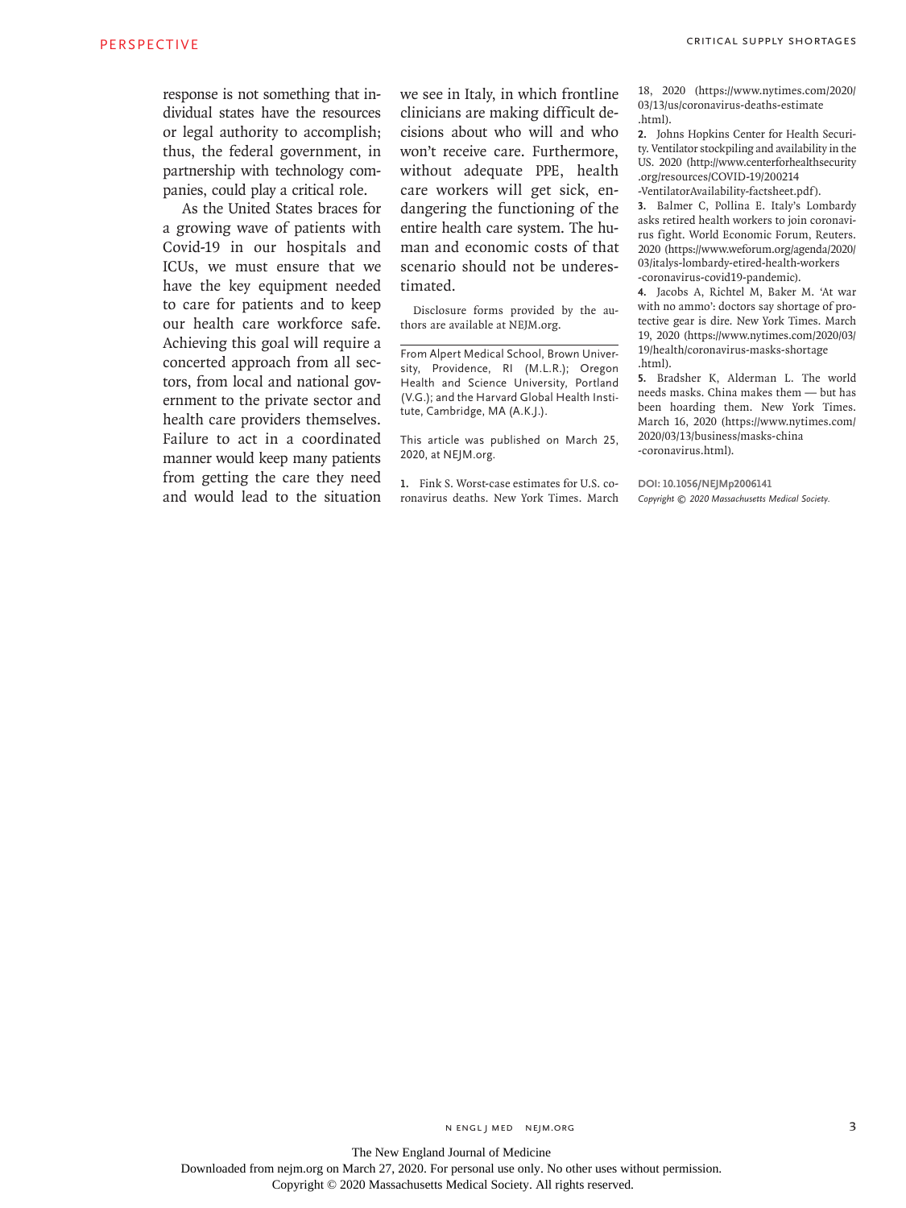response is not something that individual states have the resources or legal authority to accomplish; thus, the federal government, in partnership with technology companies, could play a critical role.

As the United States braces for a growing wave of patients with Covid-19 in our hospitals and ICUs, we must ensure that we have the key equipment needed to care for patients and to keep our health care workforce safe. Achieving this goal will require a concerted approach from all sectors, from local and national government to the private sector and health care providers themselves. Failure to act in a coordinated manner would keep many patients from getting the care they need and would lead to the situation we see in Italy, in which frontline clinicians are making difficult decisions about who will and who won't receive care. Furthermore, without adequate PPE, health care workers will get sick, endangering the functioning of the entire health care system. The human and economic costs of that scenario should not be underestimated.

Disclosure forms provided by the authors are available at NEJM.org.

From Alpert Medical School, Brown University, Providence, RI (M.L.R.); Oregon Health and Science University, Portland (V.G.); and the Harvard Global Health Institute, Cambridge, MA (A.K.J.).

This article was published on March 25, 2020, at NEJM.org.

1. Fink S. Worst-case estimates for U.S. coronavirus deaths. New York Times. March 18, 2020 (https://www.nytimes.com/2020/03/13/us/coronavirus-deaths-estimate.html).
2. Johns Hopkins Center for Health Security. Ventilator stockpiling and availability in the US. 2020 (http://www.centerforhealthsecurity.org/resources/COVID-19/200214-VentilatorAvailability-factsheet.pdf).
3. Balmer C, Pollina E. Italy's Lombardy asks retired health workers to join coronavirus fight. World Economic Forum, Reuters. 2020 (https://www.weforum.org/agenda/2020/03/italys-lombardy-etired-health-workers-coronavirus-covid19-pandemic).
4. Jacobs A, Richtel M, Baker M. 'At war with no ammo': doctors say shortage of protective gear is dire. New York Times. March 19, 2020 (https://www.nytimes.com/2020/03/19/health/coronavirus-masks-shortage.html).
5. Bradsher K, Alderman L. The world needs masks. China makes them — but has been hoarding them. New York Times. March 16, 2020 (https://www.nytimes.com/2020/03/13/business/masks-china-coronavirus.html).

DOI: 10.1056/NEJMp2006141
*Copyright © 2020 Massachusetts Medical Society.*

The New England Journal of Medicine
Downloaded from nejm.org on March 27, 2020. For personal use only. No other uses without permission.
Copyright © 2020 Massachusetts Medical Society. All rights reserved.